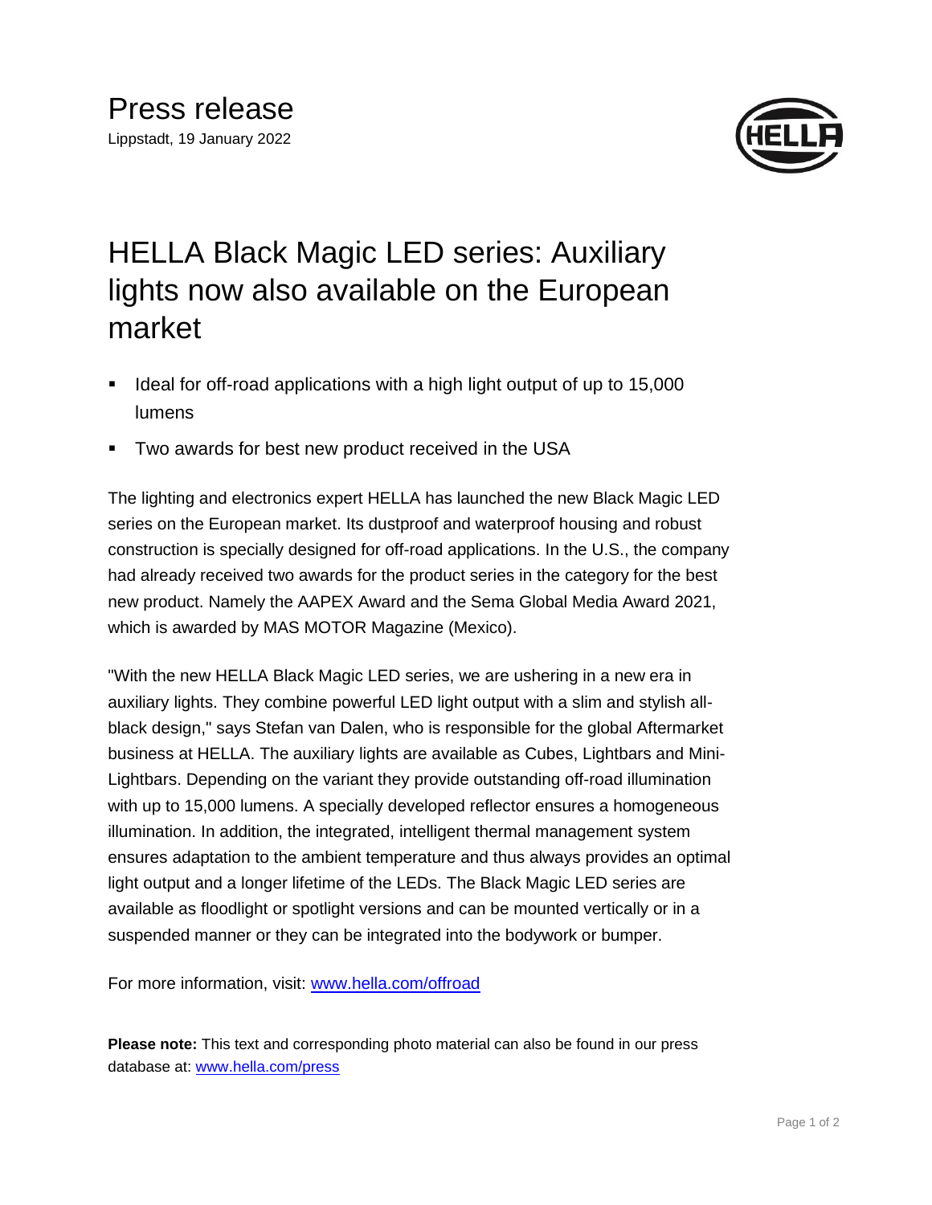# Press release

Lippstadt, 19 January 2022

## HELLA Black Magic LED series: Auxiliary lights now also available on the European market

- Ideal for off-road applications with a high light output of up to 15,000 lumens
- Two awards for best new product received in the USA

The lighting and electronics expert HELLA has launched the new Black Magic LED series on the European market. Its dustproof and waterproof housing and robust construction is specially designed for off-road applications. In the U.S., the company had already received two awards for the product series in the category for the best new product. Namely the AAPEX Award and the Sema Global Media Award 2021, which is awarded by MAS MOTOR Magazine (Mexico).

"With the new HELLA Black Magic LED series, we are ushering in a new era in auxiliary lights. They combine powerful LED light output with a slim and stylish all-black design," says Stefan van Dalen, who is responsible for the global Aftermarket business at HELLA. The auxiliary lights are available as Cubes, Lightbars and Mini-Lightbars. Depending on the variant they provide outstanding off-road illumination with up to 15,000 lumens. A specially developed reflector ensures a homogeneous illumination. In addition, the integrated, intelligent thermal management system ensures adaptation to the ambient temperature and thus always provides an optimal light output and a longer lifetime of the LEDs. The Black Magic LED series are available as floodlight or spotlight versions and can be mounted vertically or in a suspended manner or they can be integrated into the bodywork or bumper.

For more information, visit: [www.hella.com/offroad](www.hella.com/offroad)

**Please note:** This text and corresponding photo material can also be found in our press database at: [www.hella.com/press](www.hella.com/press)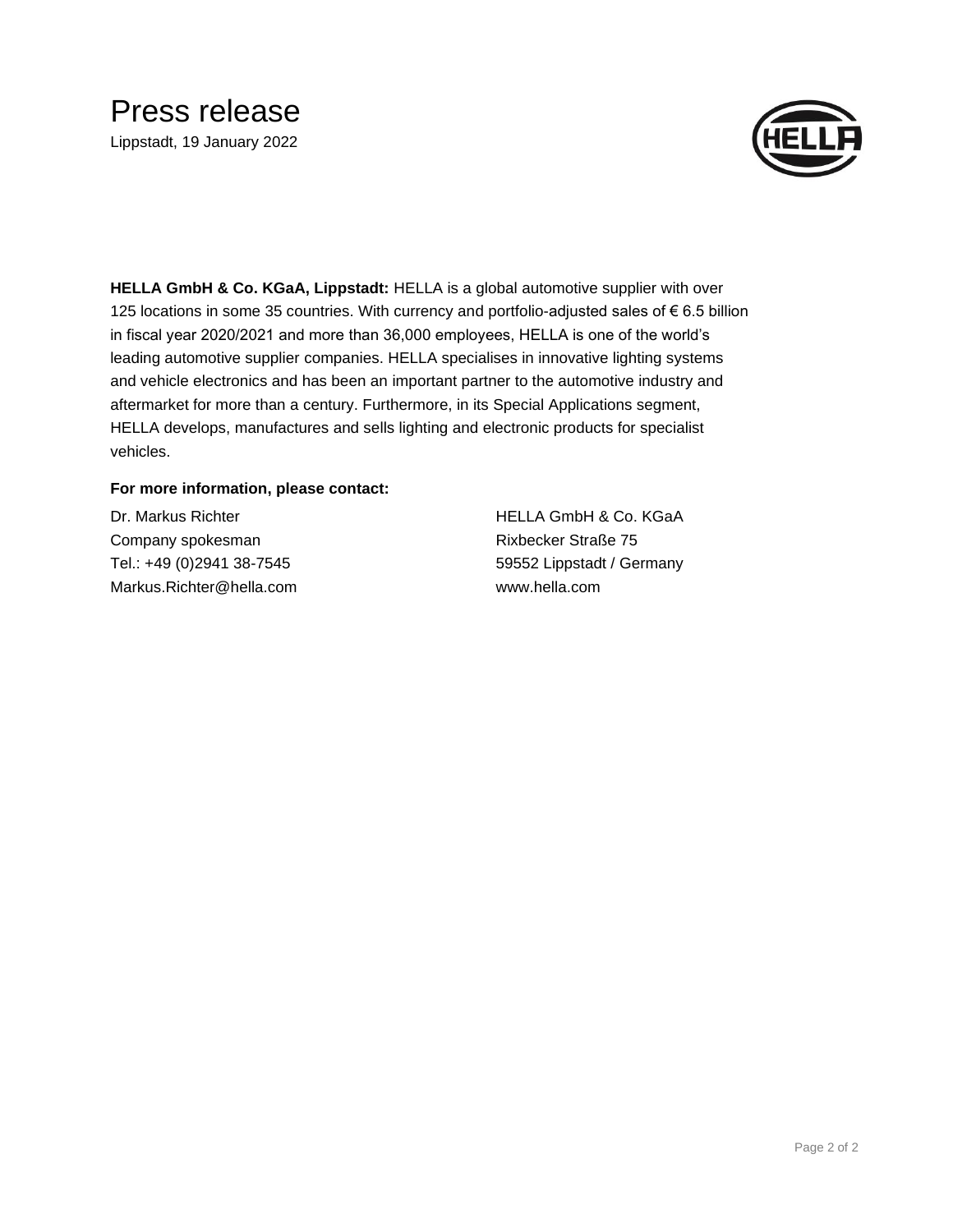# Press release

Lippstadt, 19 January 2022

**HELLA GmbH & Co. KGaA, Lippstadt:** HELLA is a global automotive supplier with over 125 locations in some 35 countries. With currency and portfolio-adjusted sales of € 6.5 billion in fiscal year 2020/2021 and more than 36,000 employees, HELLA is one of the world's leading automotive supplier companies. HELLA specialises in innovative lighting systems and vehicle electronics and has been an important partner to the automotive industry and aftermarket for more than a century. Furthermore, in its Special Applications segment, HELLA develops, manufactures and sells lighting and electronic products for specialist vehicles.

**For more information, please contact:**

Dr. Markus Richter
Company spokesman
Tel.: +49 (0)2941 38-7545
Markus.Richter@hella.com

HELLA GmbH & Co. KGaA
Rixbecker Straße 75
59552 Lippstadt / Germany
www.hella.com